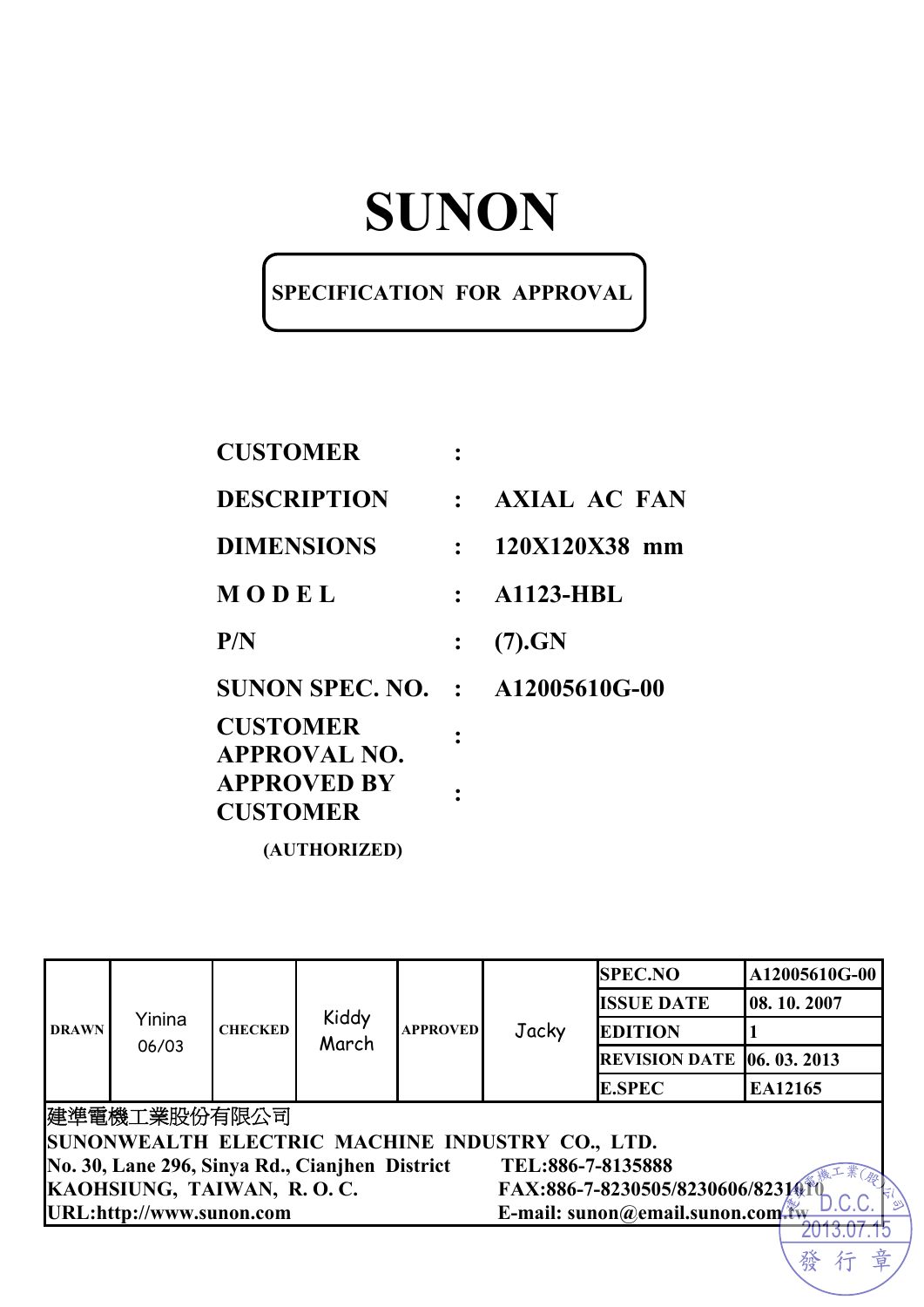# SUNON

**SPECIFICATION FOR APPROVAL**

| | | |
|---|---|---|
| **CUSTOMER** | : | |
| **DESCRIPTION** | : | **AXIAL AC FAN** |
| **DIMENSIONS** | : | **120X120X38 mm** |
| **M O D E L** | : | **A1123-HBL** |
| **P/N** | : | **(7).GN** |
| **SUNON SPEC. NO.** | : | **A12005610G-00** |
| **CUSTOMER APPROVAL NO.** | : | |
| **APPROVED BY CUSTOMER** | : | |

**(AUTHORIZED)**

| DRAWN | Yinina 06/03 | CHECKED | Kiddy March | APPROVED | Jacky | SPEC.NO | A12005610G-00 |
|---|---|---|---|---|---|---|---|
| | | | | | | ISSUE DATE | 08. 10. 2007 |
| | | | | | | EDITION | 1 |
| | | | | | | REVISION DATE | 06. 03. 2013 |
| | | | | | | E.SPEC | EA12165 |

建準電機工業股份有限公司
**SUNONWEALTH ELECTRIC MACHINE INDUSTRY CO., LTD.**
**No. 30, Lane 296, Sinya Rd., Cianjhen District** **TEL:886-7-8135888**
**KAOHSIUNG, TAIWAN, R. O. C.** **FAX:886-7-8230505/8230606/8231010**
**URL:http://www.sunon.com** **E-mail: sunon@email.sunon.com.tw**

建準電機工業(股)公司 D.C.C. 2013.07.15 發行章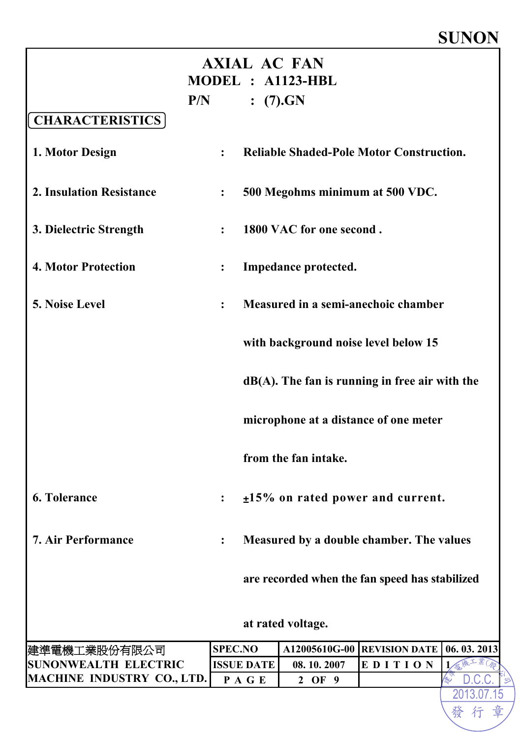**SUNON**

# AXIAL AC FAN

**MODEL : A1123-HBL**

**P/N : (7).GN**

## CHARACTERISTICS

1. **Motor Design** : Reliable Shaded-Pole Motor Construction.

2. **Insulation Resistance** : 500 Megohms minimum at 500 VDC.

3. **Dielectric Strength** : 1800 VAC for one second .

4. **Motor Protection** : Impedance protected.

5. **Noise Level** : Measured in a semi-anechoic chamber with background noise level below 15 dB(A). The fan is running in free air with the microphone at a distance of one meter from the fan intake.

6. **Tolerance** : ±15% on rated power and current.

7. **Air Performance** : Measured by a double chamber. The values are recorded when the fan speed has stabilized at rated voltage.

| 建準電機工業股份有限公司 SUNONWEALTH ELECTRIC MACHINE INDUSTRY CO., LTD. | SPEC.NO | A12005610G-00 | REVISION DATE | 06. 03. 2013 |
|---|---|---|---|---|
| | ISSUE DATE | 08. 10. 2007 | EDITION | 1 |
| | PAGE | 2 OF 9 | | |

建準電機工業(股)公司 D.C.C. 2013.07.15 發行章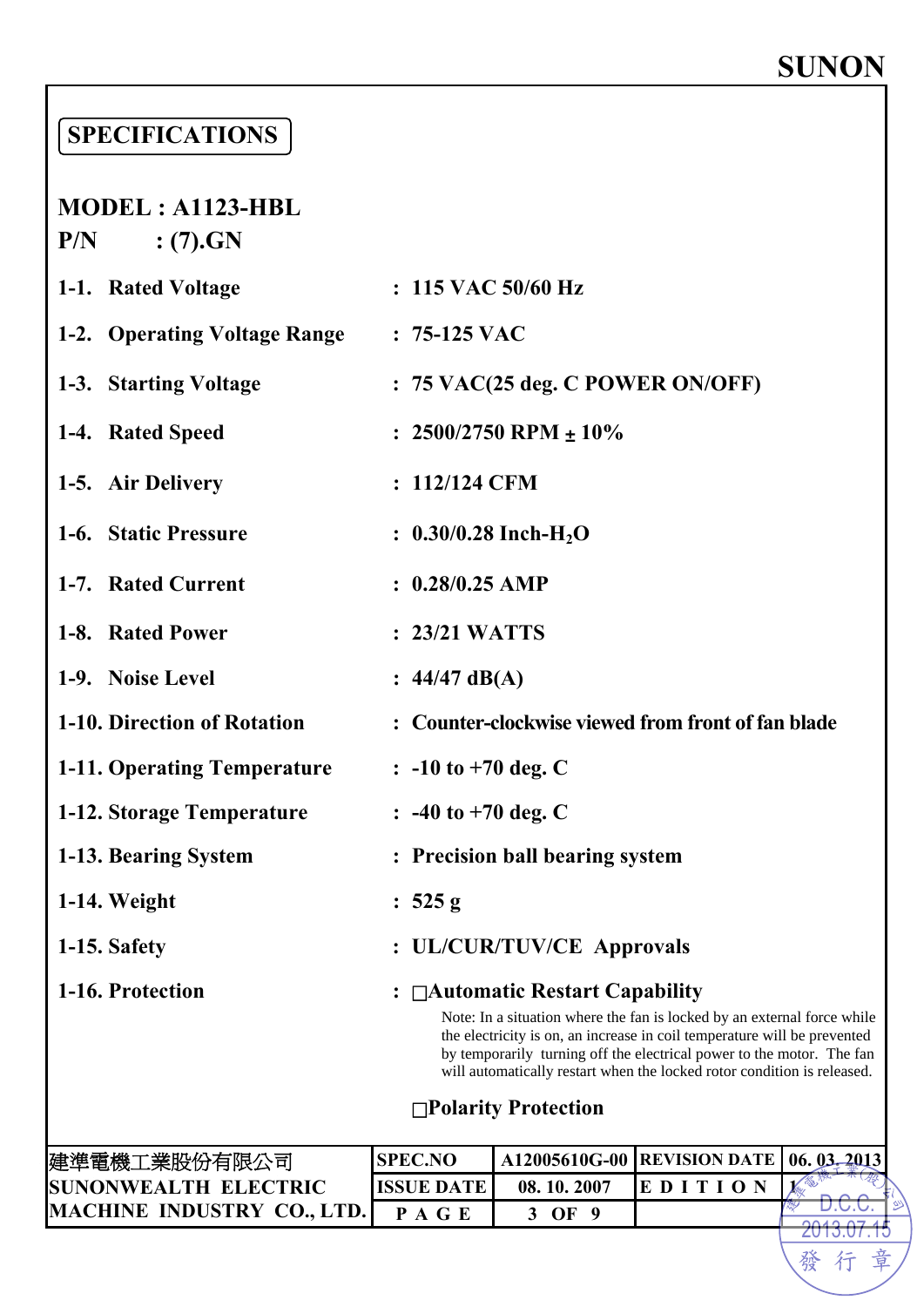SUNON

## SPECIFICATIONS

**MODEL : A1123-HBL**
**P/N : (7).GN**

| | | |
|---|---|---|
| 1-1. | Rated Voltage | : 115 VAC 50/60 Hz |
| 1-2. | Operating Voltage Range | : 75-125 VAC |
| 1-3. | Starting Voltage | : 75 VAC(25 deg. C POWER ON/OFF) |
| 1-4. | Rated Speed | : 2500/2750 RPM ± 10% |
| 1-5. | Air Delivery | : 112/124 CFM |
| 1-6. | Static Pressure | : 0.30/0.28 Inch-$H_2O$ |
| 1-7. | Rated Current | : 0.28/0.25 AMP |
| 1-8. | Rated Power | : 23/21 WATTS |
| 1-9. | Noise Level | : 44/47 dB(A) |
| 1-10. | Direction of Rotation | : Counter-clockwise viewed from front of fan blade |
| 1-11. | Operating Temperature | : -10 to +70 deg. C |
| 1-12. | Storage Temperature | : -40 to +70 deg. C |
| 1-13. | Bearing System | : Precision ball bearing system |
| 1-14. | Weight | : 525 g |
| 1-15. | Safety | : UL/CUR/TUV/CE Approvals |
| 1-16. | Protection | : □Automatic Restart Capability |

Note: In a situation where the fan is locked by an external force while the electricity is on, an increase in coil temperature will be prevented by temporarily turning off the electrical power to the motor. The fan will automatically restart when the locked rotor condition is released.

□Polarity Protection

| 建準電機工業股份有限公司 SUNONWEALTH ELECTRIC MACHINE INDUSTRY CO., LTD. | SPEC.NO | A12005610G-00 | REVISION DATE | 06. 03. 2013 |
|---|---|---|---|---|
| | ISSUE DATE | 08. 10. 2007 | EDITION | 1 |
| | PAGE | 3 OF 9 | | |

建準電機工業(股)公司 D.C.C. 2013.07.15 發行章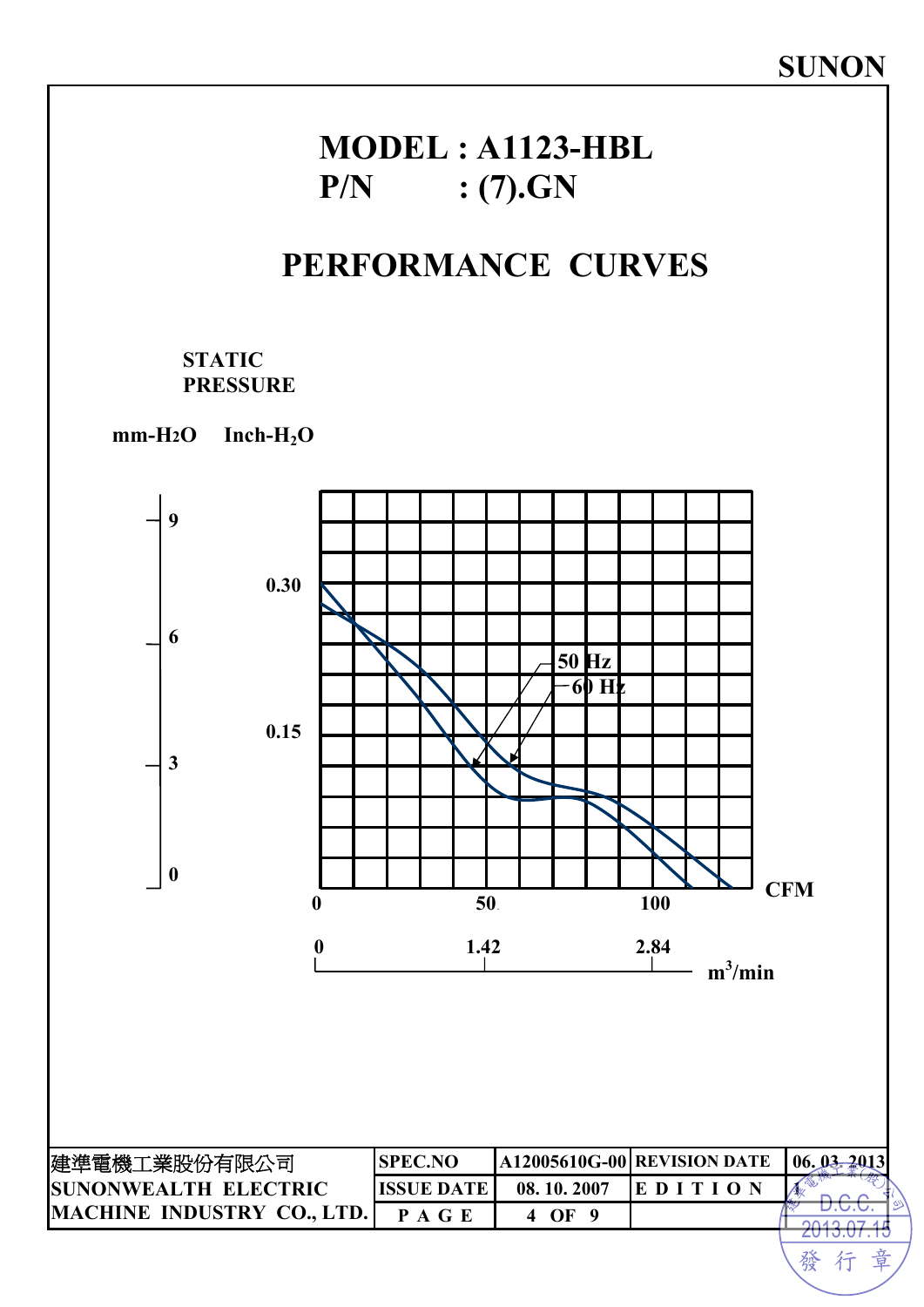SUNON

# MODEL : A1123-HBL
# P/N : (7).GN

## PERFORMANCE CURVES

STATIC PRESSURE

mm-$H_2O$ Inch-$H_2O$

9, 6, 3, 0 (mm-$H_2O$)

0.30, 0.15 (Inch-$H_2O$)

50 Hz

60 Hz

0 50 100 CFM

0 1.42 2.84 $m^3$/min

| 建準電機工業股份有限公司 SUNONWEALTH ELECTRIC MACHINE INDUSTRY CO., LTD. | SPEC.NO | A12005610G-00 | REVISION DATE | 06. 03. 2013 |
|---|---|---|---|---|
| | ISSUE DATE | 08. 10. 2007 | E D I T I O N | |
| | P A G E | 4 OF 9 | | |

建準電機工業(股)公司 D.C.C. 2013.07.15 發行章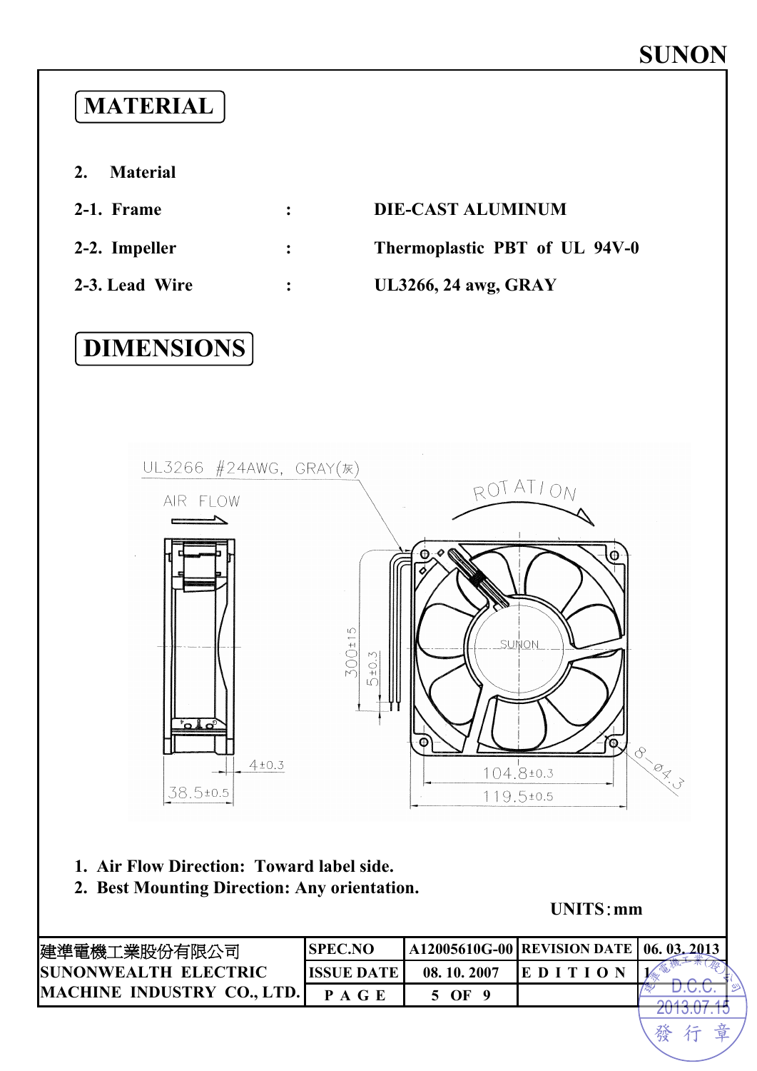# MATERIAL

2. **Material**

| | | |
|---|---|---|
| **2-1. Frame** | : | **DIE-CAST ALUMINUM** |
| **2-2. Impeller** | : | **Thermoplastic PBT of UL 94V-0** |
| **2-3. Lead Wire** | : | **UL3266, 24 awg, GRAY** |

# DIMENSIONS

UL3266 #24AWG, GRAY(灰)

AIR FLOW

ROTATION

SUNON

300±15

5±0.3

4±0.3

38.5±0.5

104.8±0.3

119.5±0.5

8-Ø4.3

1. **Air Flow Direction: Toward label side.**
2. **Best Mounting Direction: Any orientation.**

**UNITS：mm**

| 建準電機工業股份有限公司 SUNONWEALTH ELECTRIC MACHINE INDUSTRY CO., LTD. | SPEC.NO | A12005610G-00 | REVISION DATE | 06. 03. 2013 |
|---|---|---|---|---|
| | ISSUE DATE | 08. 10. 2007 | EDITION | 1 |
| | PAGE | 5 OF 9 | | |

建準電機工業(股)公司 D.C.C. 2013.07.15 發行章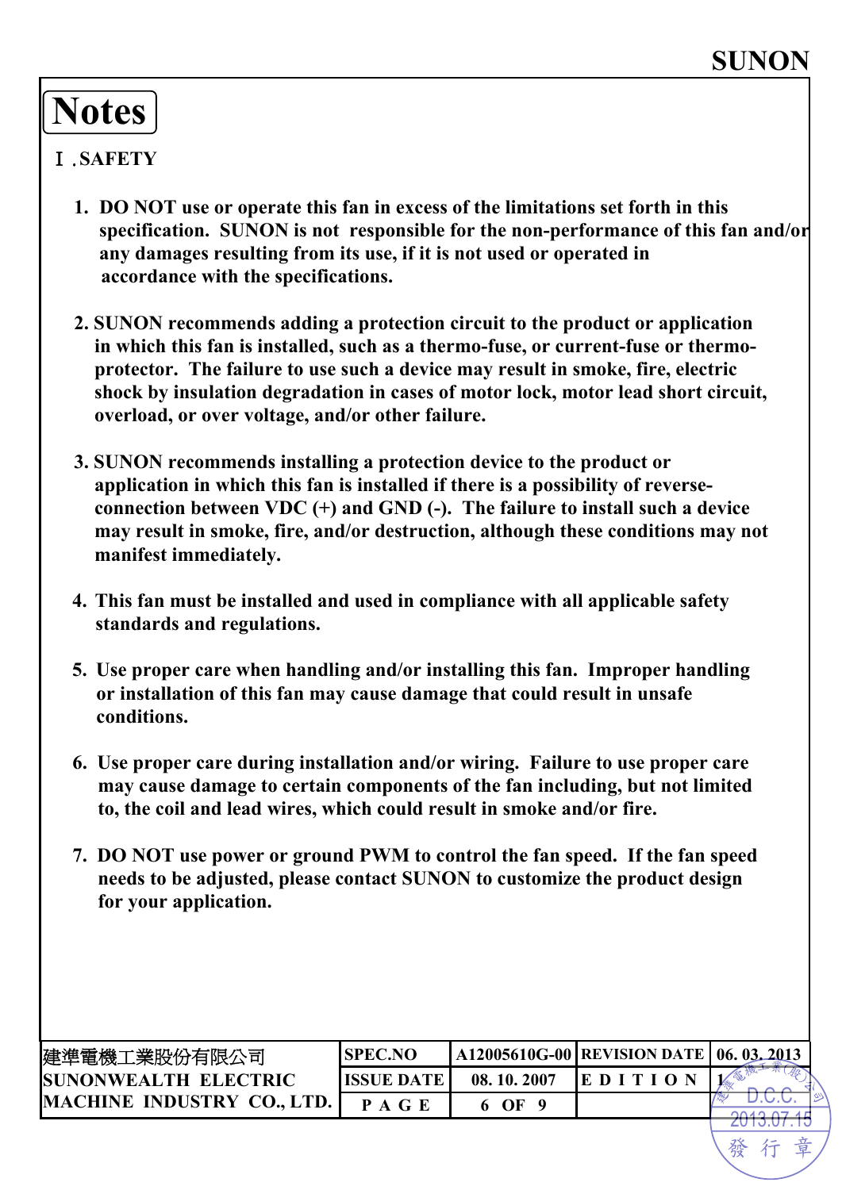# Notes

## Ⅰ.SAFETY

1. DO NOT use or operate this fan in excess of the limitations set forth in this specification. SUNON is not responsible for the non-performance of this fan and/or any damages resulting from its use, if it is not used or operated in accordance with the specifications.

2. SUNON recommends adding a protection circuit to the product or application in which this fan is installed, such as a thermo-fuse, or current-fuse or thermo-protector. The failure to use such a device may result in smoke, fire, electric shock by insulation degradation in cases of motor lock, motor lead short circuit, overload, or over voltage, and/or other failure.

3. SUNON recommends installing a protection device to the product or application in which this fan is installed if there is a possibility of reverse-connection between VDC (+) and GND (-). The failure to install such a device may result in smoke, fire, and/or destruction, although these conditions may not manifest immediately.

4. This fan must be installed and used in compliance with all applicable safety standards and regulations.

5. Use proper care when handling and/or installing this fan. Improper handling or installation of this fan may cause damage that could result in unsafe conditions.

6. Use proper care during installation and/or wiring. Failure to use proper care may cause damage to certain components of the fan including, but not limited to, the coil and lead wires, which could result in smoke and/or fire.

7. DO NOT use power or ground PWM to control the fan speed. If the fan speed needs to be adjusted, please contact SUNON to customize the product design for your application.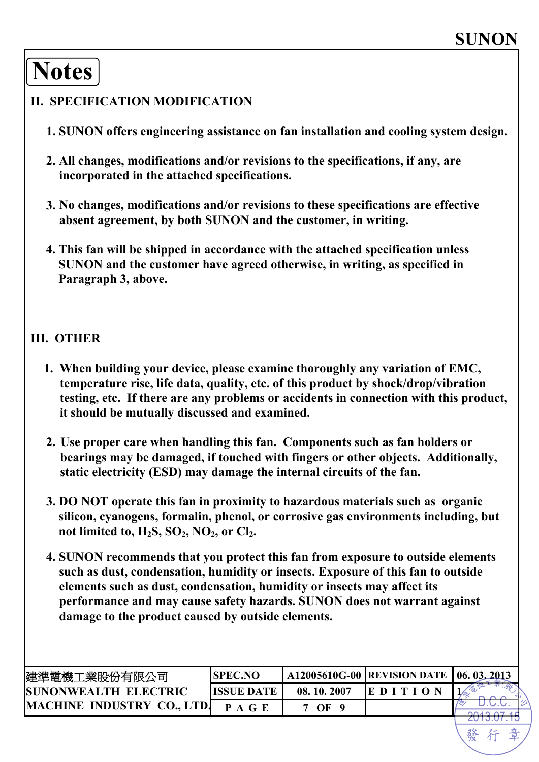# Notes

## II. SPECIFICATION MODIFICATION

1. SUNON offers engineering assistance on fan installation and cooling system design.
2. All changes, modifications and/or revisions to the specifications, if any, are incorporated in the attached specifications.
3. No changes, modifications and/or revisions to these specifications are effective absent agreement, by both SUNON and the customer, in writing.
4. This fan will be shipped in accordance with the attached specification unless SUNON and the customer have agreed otherwise, in writing, as specified in Paragraph 3, above.

## III. OTHER

1. When building your device, please examine thoroughly any variation of EMC, temperature rise, life data, quality, etc. of this product by shock/drop/vibration testing, etc. If there are any problems or accidents in connection with this product, it should be mutually discussed and examined.
2. Use proper care when handling this fan. Components such as fan holders or bearings may be damaged, if touched with fingers or other objects. Additionally, static electricity (ESD) may damage the internal circuits of the fan.
3. DO NOT operate this fan in proximity to hazardous materials such as organic silicon, cyanogens, formalin, phenol, or corrosive gas environments including, but not limited to, $H_2S$, $SO_2$, $NO_2$, or $Cl_2$.
4. SUNON recommends that you protect this fan from exposure to outside elements such as dust, condensation, humidity or insects. Exposure of this fan to outside elements such as dust, condensation, humidity or insects may affect its performance and may cause safety hazards. SUNON does not warrant against damage to the product caused by outside elements.

| 建準電機工業股份有限公司 SUNONWEALTH ELECTRIC MACHINE INDUSTRY CO., LTD. | SPEC.NO | A12005610G-00 | REVISION DATE | 06. 03. 2013 |
|---|---|---|---|---|
| | ISSUE DATE | 08. 10. 2007 | EDITION | 1 |
| | PAGE | 7 OF 9 | | |

建準電機工業(股)公司 D.C.C. 2013.07.15 發行章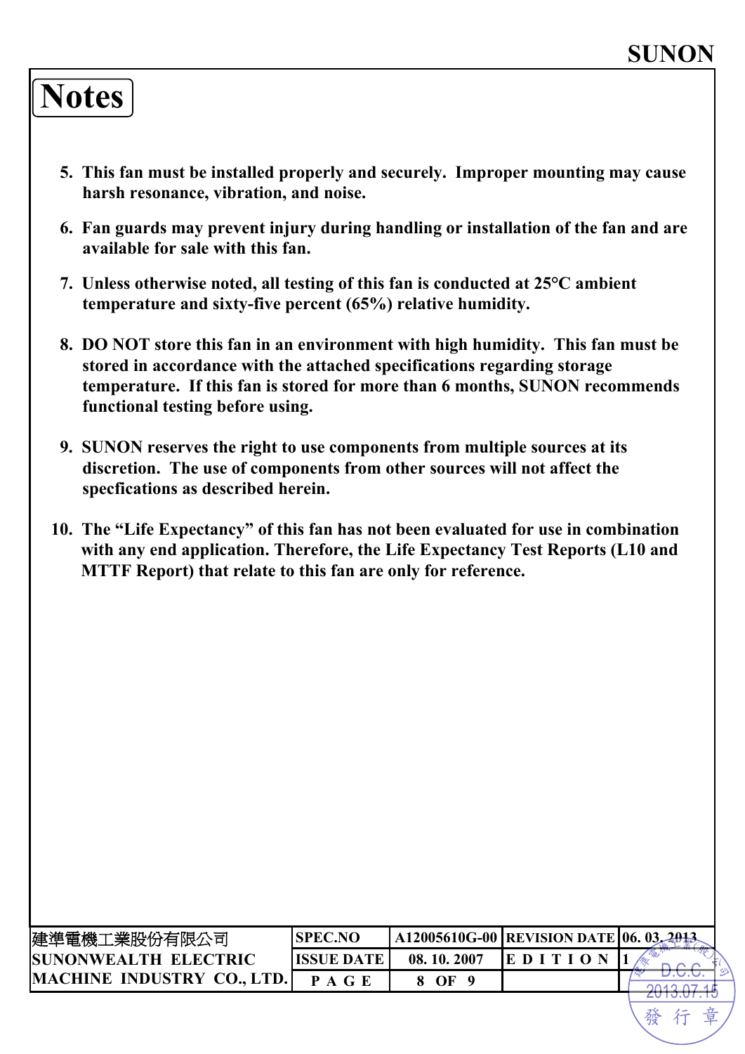# Notes

5. This fan must be installed properly and securely. Improper mounting may cause harsh resonance, vibration, and noise.

6. Fan guards may prevent injury during handling or installation of the fan and are available for sale with this fan.

7. Unless otherwise noted, all testing of this fan is conducted at 25°C ambient temperature and sixty-five percent (65%) relative humidity.

8. DO NOT store this fan in an environment with high humidity. This fan must be stored in accordance with the attached specifications regarding storage temperature. If this fan is stored for more than 6 months, SUNON recommends functional testing before using.

9. SUNON reserves the right to use components from multiple sources at its discretion. The use of components from other sources will not affect the specfications as described herein.

10. The "Life Expectancy" of this fan has not been evaluated for use in combination with any end application. Therefore, the Life Expectancy Test Reports (L10 and MTTF Report) that relate to this fan are only for reference.

| 建準電機工業股份有限公司 SUNONWEALTH ELECTRIC MACHINE INDUSTRY CO., LTD. | SPEC.NO | A12005610G-00 | REVISION DATE | 06. 03. 2013 |
|---|---|---|---|---|
| | ISSUE DATE | 08. 10. 2007 | EDITION | 1 |
| | PAGE | 8 OF 9 | | |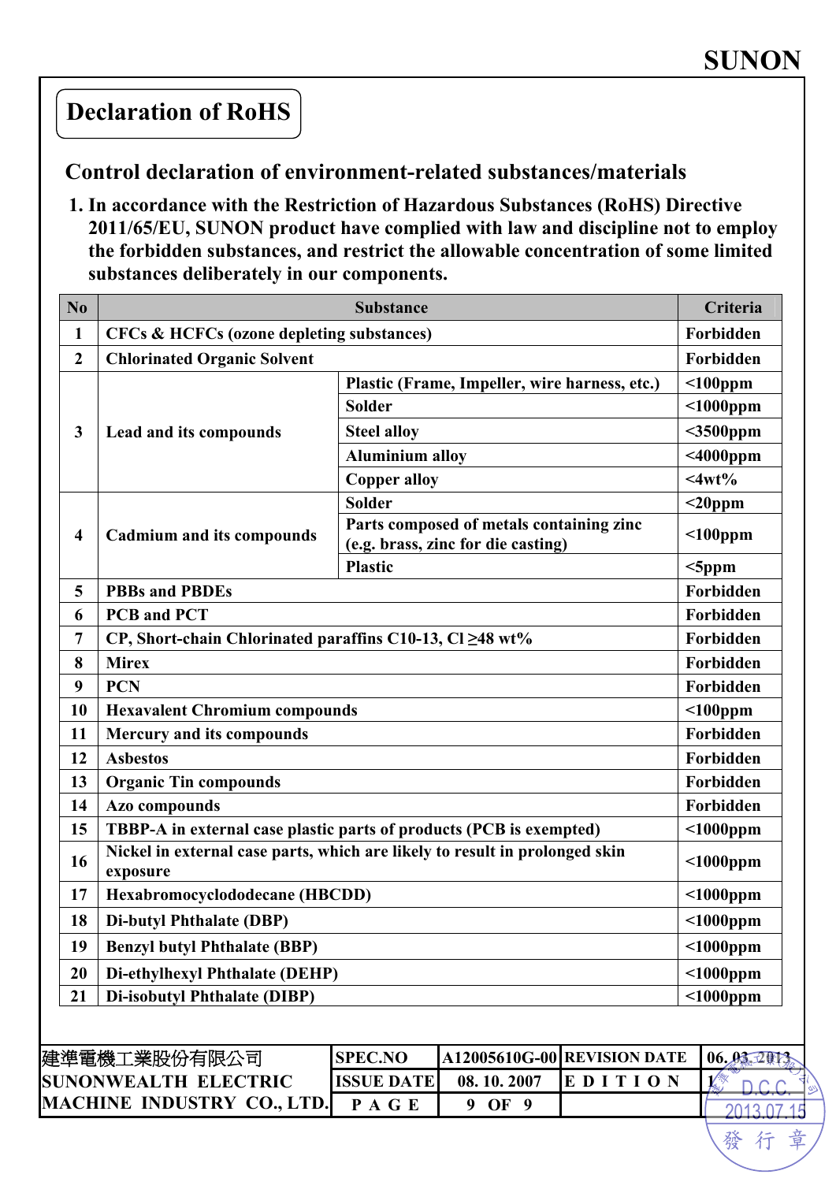# Declaration of RoHS

## Control declaration of environment-related substances/materials

1. In accordance with the Restriction of Hazardous Substances (RoHS) Directive 2011/65/EU, SUNON product have complied with law and discipline not to employ the forbidden substances, and restrict the allowable concentration of some limited substances deliberately in our components.

| No | Substance | | Criteria |
|---|---|---|---|
| 1 | CFCs & HCFCs (ozone depleting substances) | | Forbidden |
| 2 | Chlorinated Organic Solvent | | Forbidden |
| 3 | Lead and its compounds | Plastic (Frame, Impeller, wire harness, etc.) | <100ppm |
| | | Solder | <1000ppm |
| | | Steel alloy | <3500ppm |
| | | Aluminium alloy | <4000ppm |
| | | Copper alloy | <4wt% |
| 4 | Cadmium and its compounds | Solder | <20ppm |
| | | Parts composed of metals containing zinc (e.g. brass, zinc for die casting) | <100ppm |
| | | Plastic | <5ppm |
| 5 | PBBs and PBDEs | | Forbidden |
| 6 | PCB and PCT | | Forbidden |
| 7 | CP, Short-chain Chlorinated paraffins C10-13, Cl ≥48 wt% | | Forbidden |
| 8 | Mirex | | Forbidden |
| 9 | PCN | | Forbidden |
| 10 | Hexavalent Chromium compounds | | <100ppm |
| 11 | Mercury and its compounds | | Forbidden |
| 12 | Asbestos | | Forbidden |
| 13 | Organic Tin compounds | | Forbidden |
| 14 | Azo compounds | | Forbidden |
| 15 | TBBP-A in external case plastic parts of products (PCB is exempted) | | <1000ppm |
| 16 | Nickel in external case parts, which are likely to result in prolonged skin exposure | | <1000ppm |
| 17 | Hexabromocyclododecane (HBCDD) | | <1000ppm |
| 18 | Di-butyl Phthalate (DBP) | | <1000ppm |
| 19 | Benzyl butyl Phthalate (BBP) | | <1000ppm |
| 20 | Di-ethylhexyl Phthalate (DEHP) | | <1000ppm |
| 21 | Di-isobutyl Phthalate (DIBP) | | <1000ppm |

| | | | | |
|---|---|---|---|---|
| 建準電機工業股份有限公司 SUNONWEALTH ELECTRIC MACHINE INDUSTRY CO., LTD. | SPEC.NO | A12005610G-00 | REVISION DATE | 06. 03. 2013 |
| | ISSUE DATE | 08. 10. 2007 | EDITION | 1 |
| | PAGE | 9 OF 9 | | |